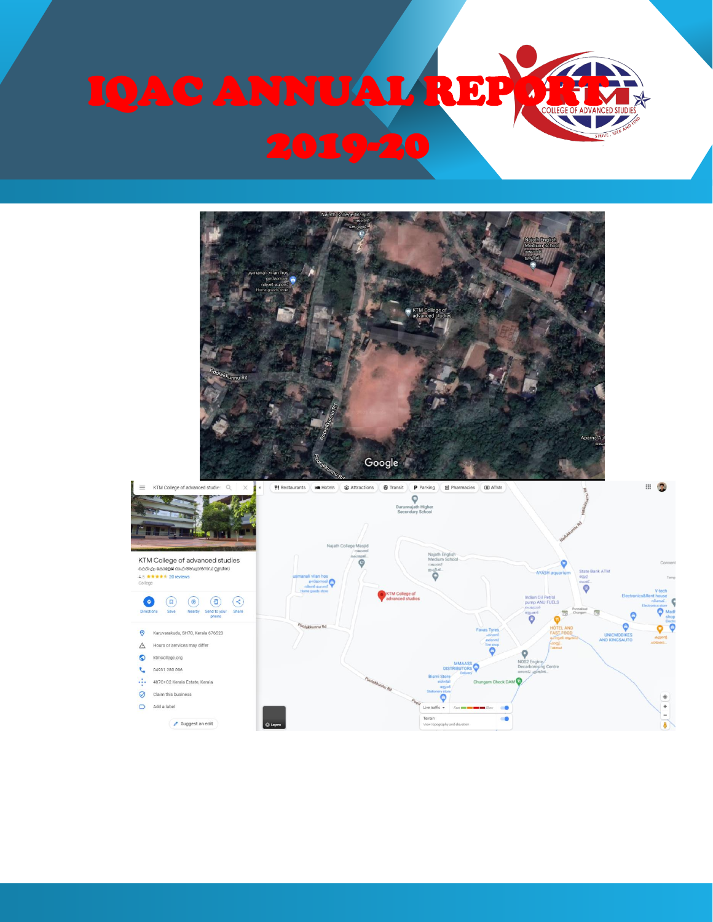# IQAC ANNUAL REPORT 2019-20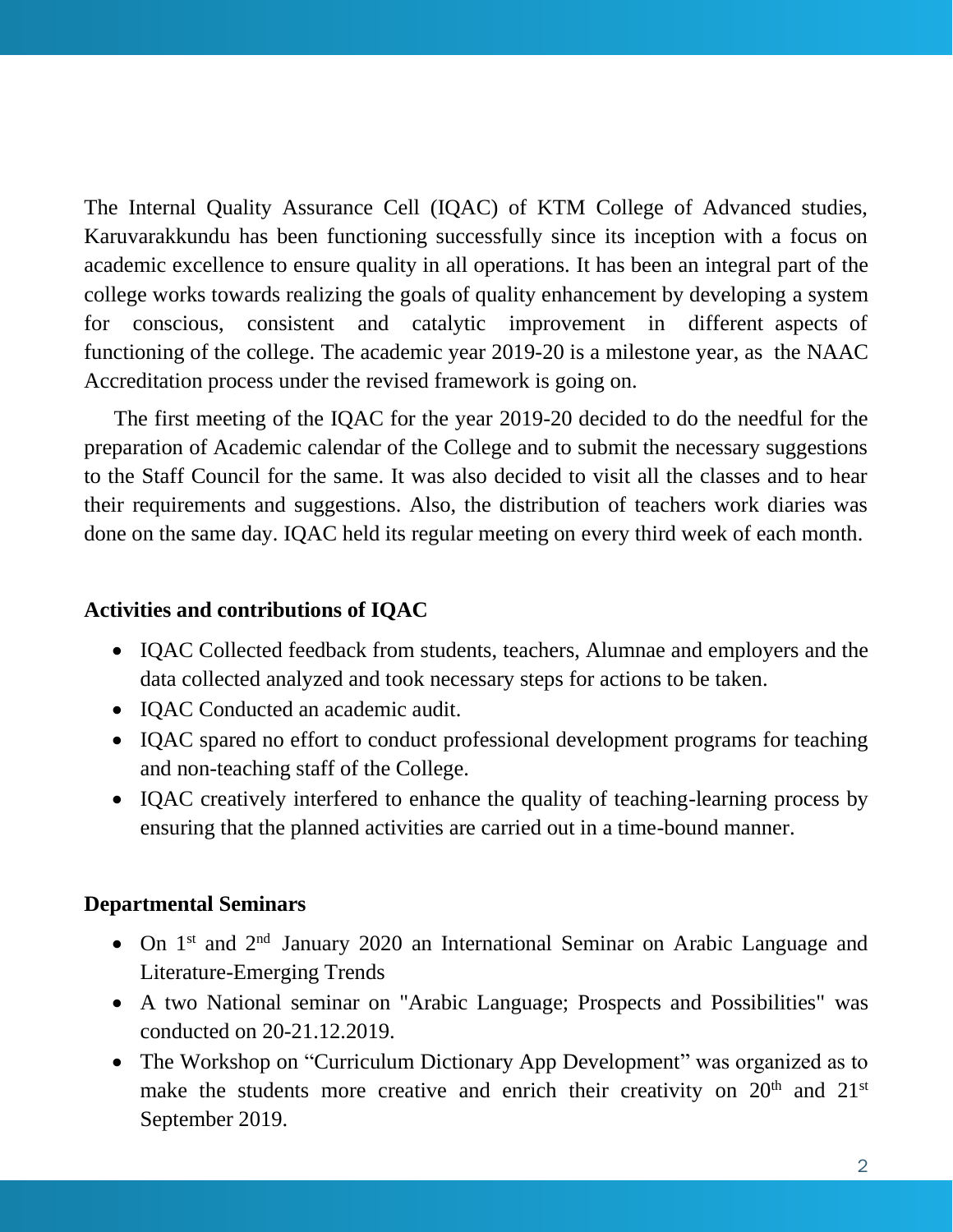The Internal Quality Assurance Cell (IQAC) of KTM College of Advanced studies, Karuvarakkundu has been functioning successfully since its inception with a focus on academic excellence to ensure quality in all operations. It has been an integral part of the college works towards realizing the goals of quality enhancement by developing a system for conscious, consistent and catalytic improvement in different aspects of functioning of the college. The academic year 2019-20 is a milestone year, as the NAAC Accreditation process under the revised framework is going on.

The first meeting of the IQAC for the year 2019-20 decided to do the needful for the preparation of Academic calendar of the College and to submit the necessary suggestions to the Staff Council for the same. It was also decided to visit all the classes and to hear their requirements and suggestions. Also, the distribution of teachers work diaries was done on the same day. IQAC held its regular meeting on every third week of each month.

**Activities and contributions of IQAC**

- IQAC Collected feedback from students, teachers, Alumnae and employers and the data collected analyzed and took necessary steps for actions to be taken.
- IQAC Conducted an academic audit.
- IQAC spared no effort to conduct professional development programs for teaching and non-teaching staff of the College.
- IQAC creatively interfered to enhance the quality of teaching-learning process by ensuring that the planned activities are carried out in a time-bound manner.

**Departmental Seminars**

- On 1st and 2nd January 2020 an International Seminar on Arabic Language and Literature-Emerging Trends
- A two National seminar on "Arabic Language; Prospects and Possibilities" was conducted on 20-21.12.2019.
- The Workshop on "Curriculum Dictionary App Development" was organized as to make the students more creative and enrich their creativity on 20th and 21st September 2019.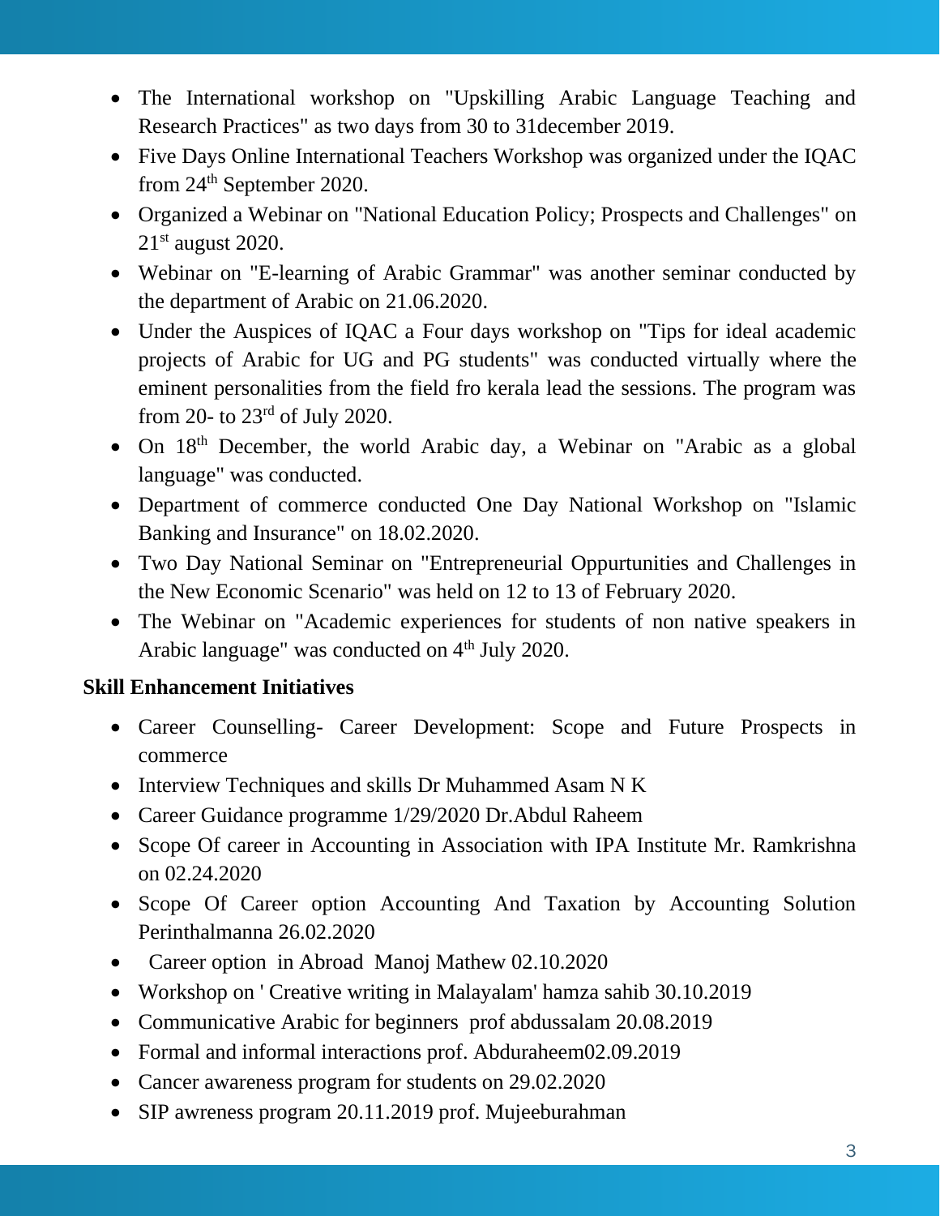- The International workshop on "Upskilling Arabic Language Teaching and Research Practices" as two days from 30 to 31december 2019.
- Five Days Online International Teachers Workshop was organized under the IQAC from 24th September 2020.
- Organized a Webinar on "National Education Policy; Prospects and Challenges" on 21st august 2020.
- Webinar on "E-learning of Arabic Grammar" was another seminar conducted by the department of Arabic on 21.06.2020.
- Under the Auspices of IQAC a Four days workshop on "Tips for ideal academic projects of Arabic for UG and PG students" was conducted virtually where the eminent personalities from the field fro kerala lead the sessions. The program was from 20- to 23rd of July 2020.
- On 18th December, the world Arabic day, a Webinar on "Arabic as a global language" was conducted.
- Department of commerce conducted One Day National Workshop on "Islamic Banking and Insurance" on 18.02.2020.
- Two Day National Seminar on "Entrepreneurial Oppurtunities and Challenges in the New Economic Scenario" was held on 12 to 13 of February 2020.
- The Webinar on "Academic experiences for students of non native speakers in Arabic language" was conducted on 4th July 2020.

**Skill Enhancement Initiatives**

- Career Counselling- Career Development: Scope and Future Prospects in commerce
- Interview Techniques and skills Dr Muhammed Asam N K
- Career Guidance programme 1/29/2020 Dr.Abdul Raheem
- Scope Of career in Accounting in Association with IPA Institute Mr. Ramkrishna on 02.24.2020
- Scope Of Career option Accounting And Taxation by Accounting Solution Perinthalmanna 26.02.2020
- Career option in Abroad Manoj Mathew 02.10.2020
- Workshop on ' Creative writing in Malayalam' hamza sahib 30.10.2019
- Communicative Arabic for beginners prof abdussalam 20.08.2019
- Formal and informal interactions prof. Abduraheem02.09.2019
- Cancer awareness program for students on 29.02.2020
- SIP awreness program 20.11.2019 prof. Mujeeburahman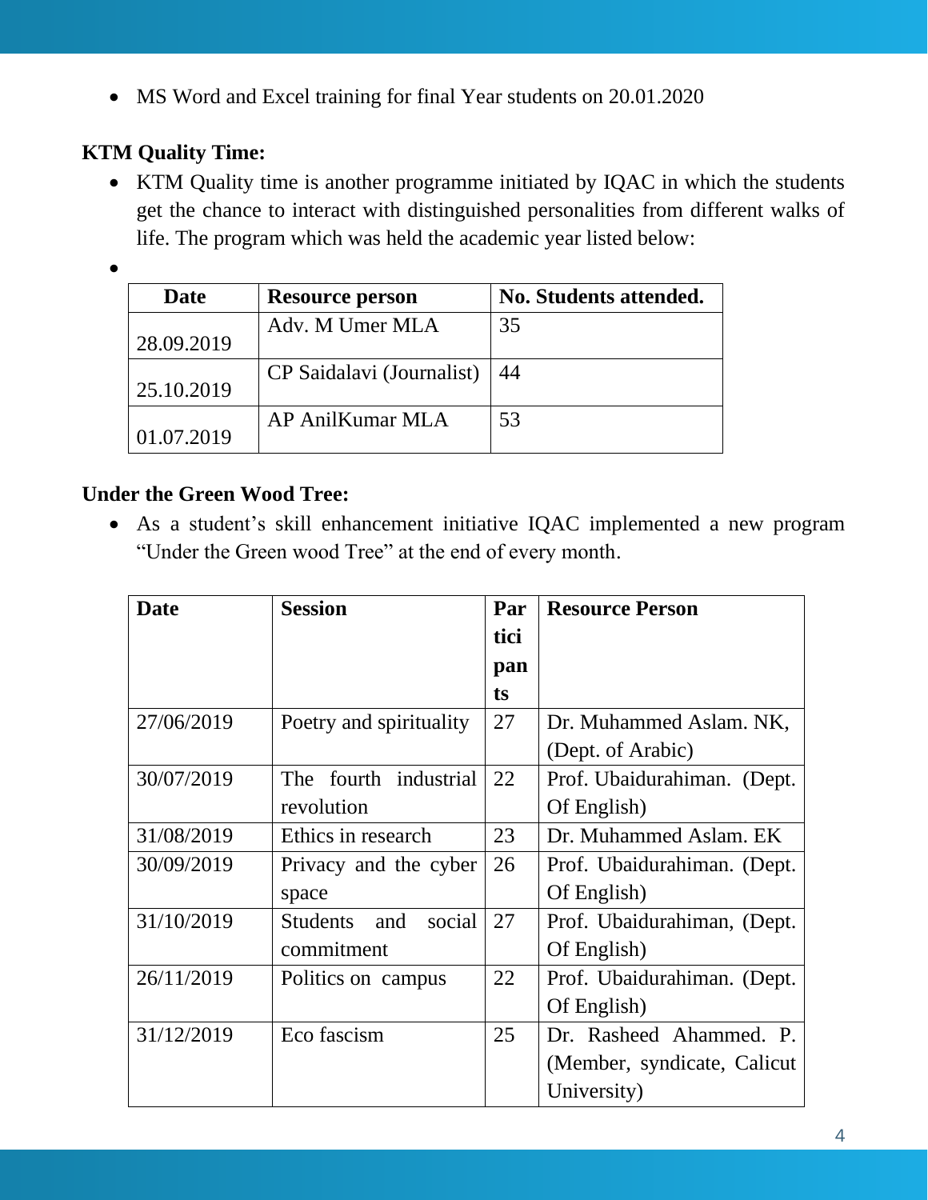- MS Word and Excel training for final Year students on 20.01.2020

**KTM Quality Time:**

- KTM Quality time is another programme initiated by IQAC in which the students get the chance to interact with distinguished personalities from different walks of life. The program which was held the academic year listed below:
- 

| Date | Resource person | No. Students attended. |
|---|---|---|
| 28.09.2019 | Adv. M Umer MLA | 35 |
| 25.10.2019 | CP Saidalavi (Journalist) | 44 |
| 01.07.2019 | AP AnilKumar MLA | 53 |

**Under the Green Wood Tree:**

- As a student's skill enhancement initiative IQAC implemented a new program "Under the Green wood Tree" at the end of every month.

| Date | Session | Participants | Resource Person |
|---|---|---|---|
| 27/06/2019 | Poetry and spirituality | 27 | Dr. Muhammed Aslam. NK, (Dept. of Arabic) |
| 30/07/2019 | The fourth industrial revolution | 22 | Prof. Ubaidurahiman. (Dept. Of English) |
| 31/08/2019 | Ethics in research | 23 | Dr. Muhammed Aslam. EK |
| 30/09/2019 | Privacy and the cyber space | 26 | Prof. Ubaidurahiman. (Dept. Of English) |
| 31/10/2019 | Students and social commitment | 27 | Prof. Ubaidurahiman, (Dept. Of English) |
| 26/11/2019 | Politics on campus | 22 | Prof. Ubaidurahiman. (Dept. Of English) |
| 31/12/2019 | Eco fascism | 25 | Dr. Rasheed Ahammed. P. (Member, syndicate, Calicut University) |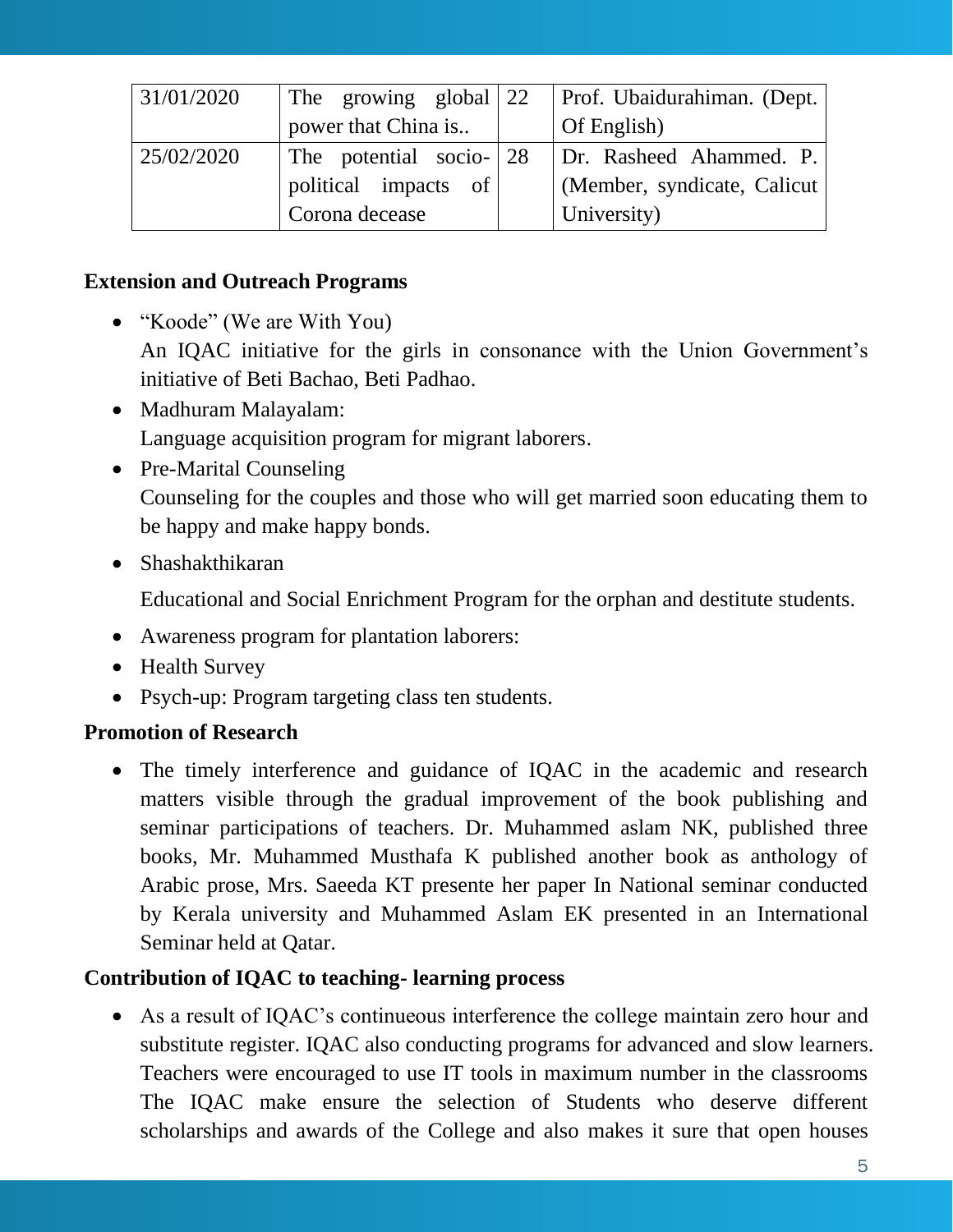| 31/01/2020 | The growing global power that China is.. | 22 | Prof. Ubaidurahiman. (Dept. Of English) |
|---|---|---|---|
| 25/02/2020 | The potential socio-political impacts of Corona decease | 28 | Dr. Rasheed Ahammed. P. (Member, syndicate, Calicut University) |

**Extension and Outreach Programs**

- "Koode" (We are With You)
  An IQAC initiative for the girls in consonance with the Union Government's initiative of Beti Bachao, Beti Padhao.
- Madhuram Malayalam:
  Language acquisition program for migrant laborers.
- Pre-Marital Counseling
  Counseling for the couples and those who will get married soon educating them to be happy and make happy bonds.
- Shashakthikaran

  Educational and Social Enrichment Program for the orphan and destitute students.
- Awareness program for plantation laborers:
- Health Survey
- Psych-up: Program targeting class ten students.

**Promotion of Research**

- The timely interference and guidance of IQAC in the academic and research matters visible through the gradual improvement of the book publishing and seminar participations of teachers. Dr. Muhammed aslam NK, published three books, Mr. Muhammed Musthafa K published another book as anthology of Arabic prose, Mrs. Saeeda KT presente her paper In National seminar conducted by Kerala university and Muhammed Aslam EK presented in an International Seminar held at Qatar.

**Contribution of IQAC to teaching- learning process**

- As a result of IQAC's continueous interference the college maintain zero hour and substitute register. IQAC also conducting programs for advanced and slow learners. Teachers were encouraged to use IT tools in maximum number in the classrooms The IQAC make ensure the selection of Students who deserve different scholarships and awards of the College and also makes it sure that open houses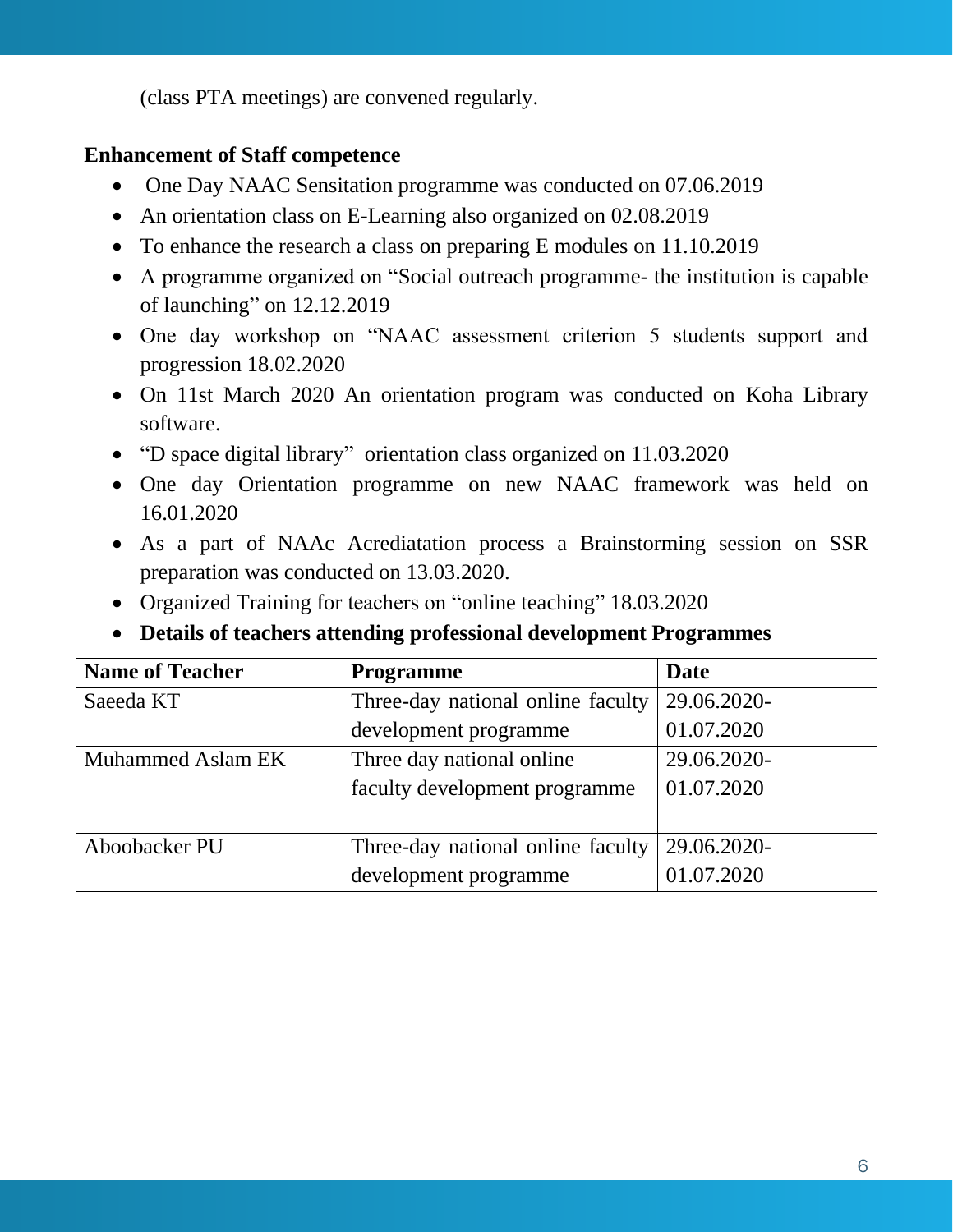(class PTA meetings) are convened regularly.

**Enhancement of Staff competence**

- One Day NAAC Sensitation programme was conducted on 07.06.2019
- An orientation class on E-Learning also organized on 02.08.2019
- To enhance the research a class on preparing E modules on 11.10.2019
- A programme organized on "Social outreach programme- the institution is capable of launching" on 12.12.2019
- One day workshop on "NAAC assessment criterion 5 students support and progression 18.02.2020
- On 11st March 2020 An orientation program was conducted on Koha Library software.
- "D space digital library" orientation class organized on 11.03.2020
- One day Orientation programme on new NAAC framework was held on 16.01.2020
- As a part of NAAc Acrediatation process a Brainstorming session on SSR preparation was conducted on 13.03.2020.
- Organized Training for teachers on "online teaching" 18.03.2020
- **Details of teachers attending professional development Programmes**

| Name of Teacher | Programme | Date |
|---|---|---|
| Saeeda KT | Three-day national online faculty development programme | 29.06.2020-01.07.2020 |
| Muhammed Aslam EK | Three day national online faculty development programme | 29.06.2020-01.07.2020 |
| Aboobacker PU | Three-day national online faculty development programme | 29.06.2020-01.07.2020 |